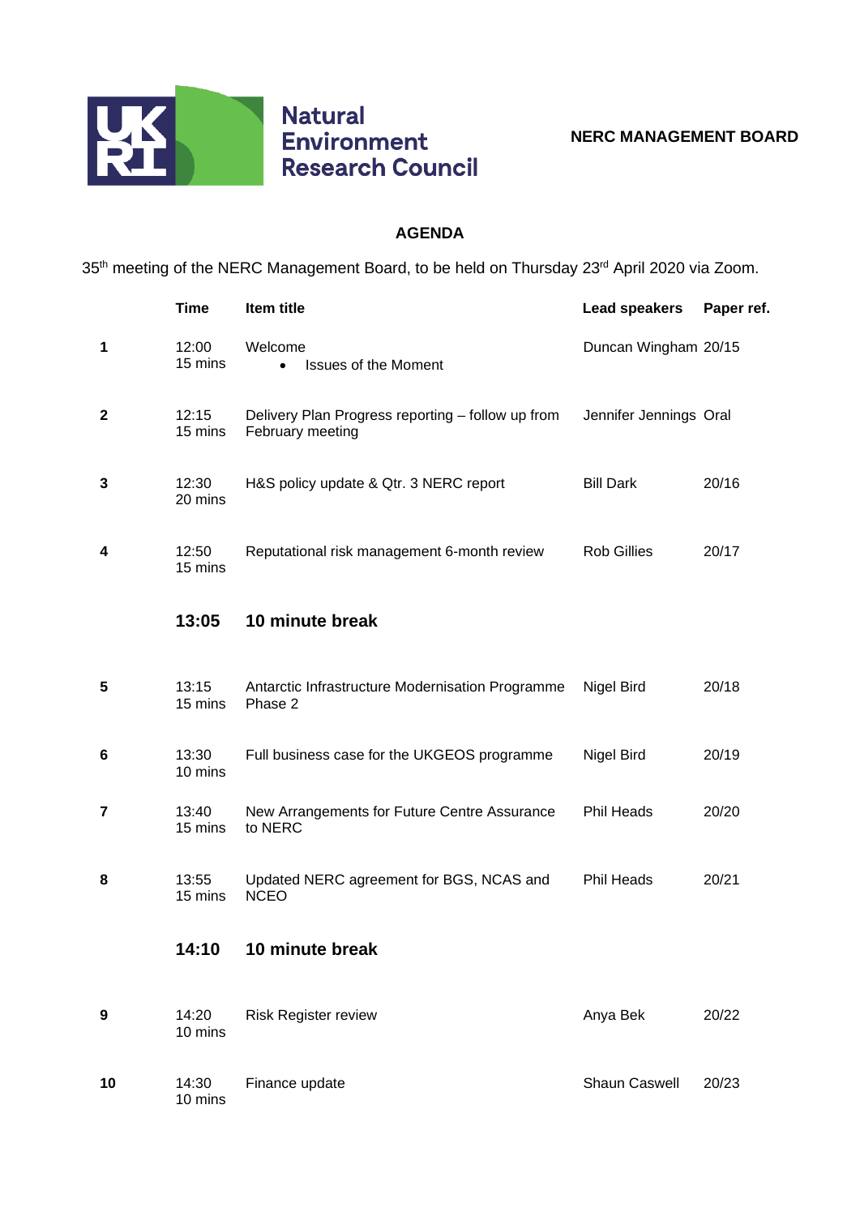**Natural Environment Research Council**

**NERC MANAGEMENT BOARD**

## AGENDA

35th meeting of the NERC Management Board, to be held on Thursday 23rd April 2020 via Zoom.

| | Time | Item title | Lead speakers | Paper ref. |
|---|---|---|---|---|
| 1 | 12:00<br>15 mins | Welcome<br>• Issues of the Moment | Duncan Wingham | 20/15 |
| 2 | 12:15<br>15 mins | Delivery Plan Progress reporting – follow up from February meeting | Jennifer Jennings | Oral |
| 3 | 12:30<br>20 mins | H&S policy update & Qtr. 3 NERC report | Bill Dark | 20/16 |
| 4 | 12:50<br>15 mins | Reputational risk management 6-month review | Rob Gillies | 20/17 |
| | **13:05** | **10 minute break** | | |
| 5 | 13:15<br>15 mins | Antarctic Infrastructure Modernisation Programme Phase 2 | Nigel Bird | 20/18 |
| 6 | 13:30<br>10 mins | Full business case for the UKGEOS programme | Nigel Bird | 20/19 |
| 7 | 13:40<br>15 mins | New Arrangements for Future Centre Assurance to NERC | Phil Heads | 20/20 |
| 8 | 13:55<br>15 mins | Updated NERC agreement for BGS, NCAS and NCEO | Phil Heads | 20/21 |
| | **14:10** | **10 minute break** | | |
| 9 | 14:20<br>10 mins | Risk Register review | Anya Bek | 20/22 |
| 10 | 14:30<br>10 mins | Finance update | Shaun Caswell | 20/23 |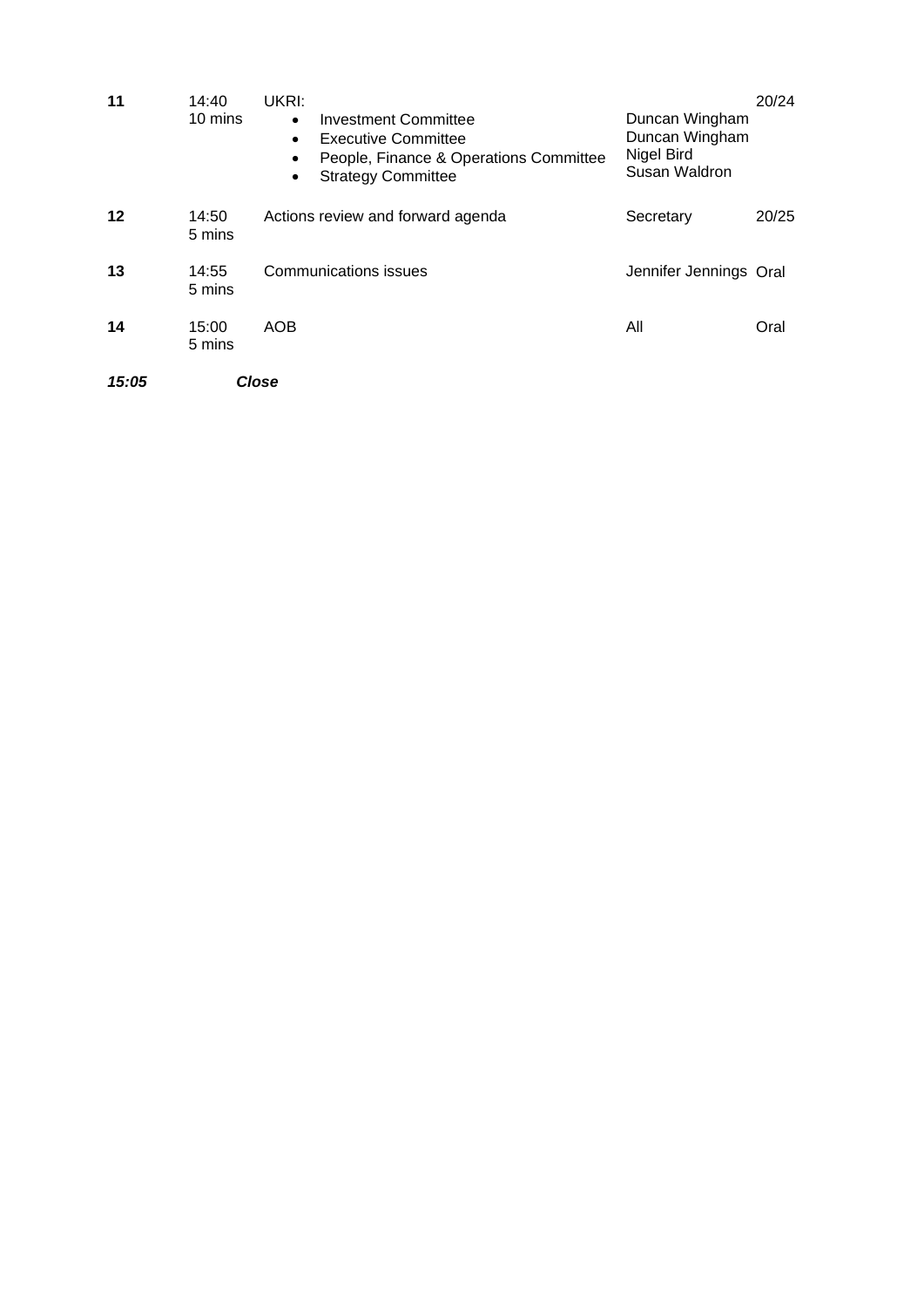| | | | | |
|---|---|---|---|---|
| **11** | 14:40<br>10 mins | UKRI:<br>• Investment Committee<br>• Executive Committee<br>• People, Finance & Operations Committee<br>• Strategy Committee | Duncan Wingham<br>Duncan Wingham<br>Nigel Bird<br>Susan Waldron | 20/24 |
| **12** | 14:50<br>5 mins | Actions review and forward agenda | Secretary | 20/25 |
| **13** | 14:55<br>5 mins | Communications issues | Jennifer Jennings | Oral |
| **14** | 15:00<br>5 mins | AOB | All | Oral |
| ***15:05*** | | ***Close*** | | |